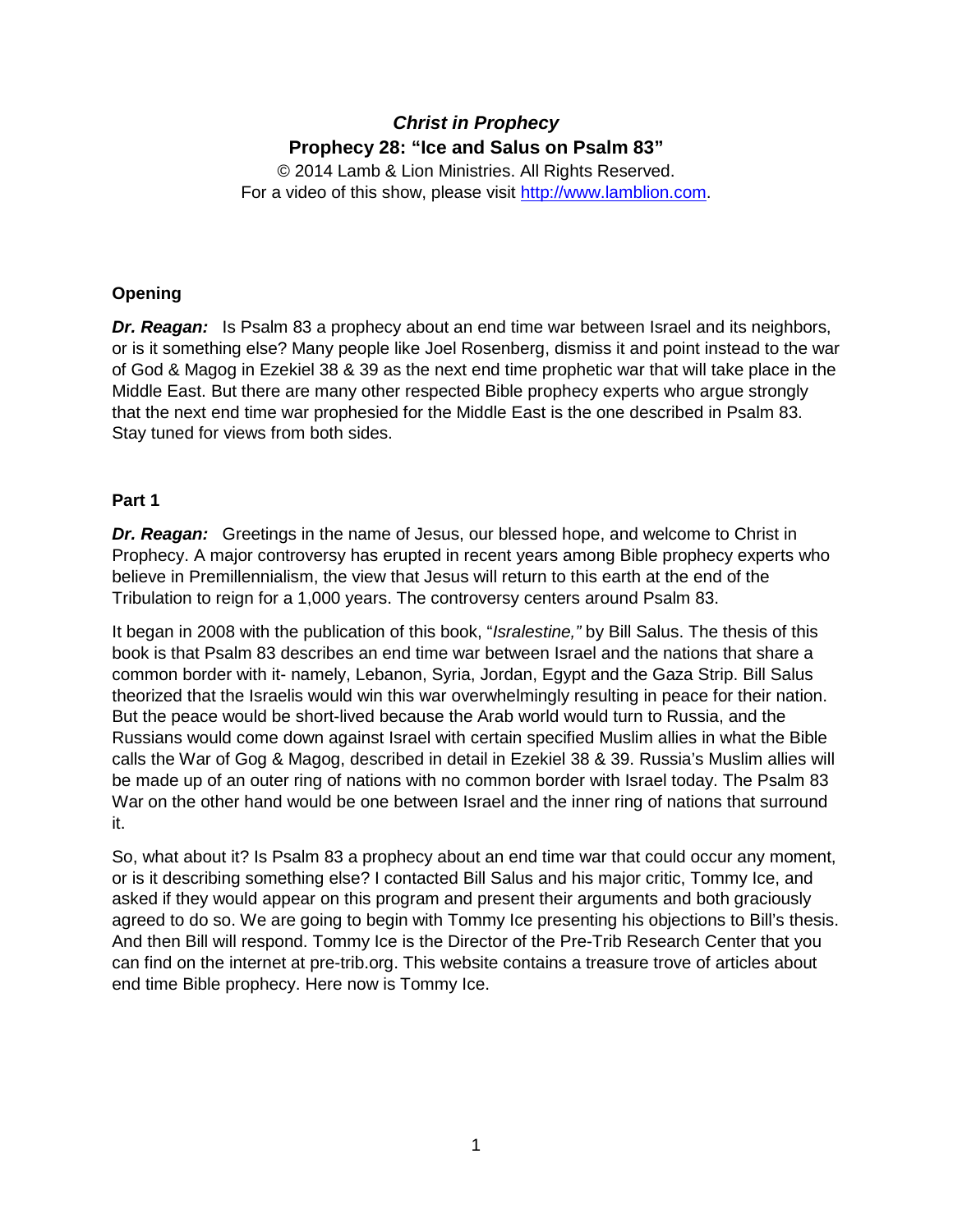# *Christ in Prophecy*

## Prophecy 28: "Ice and Salus on Psalm 83"

© 2014 Lamb & Lion Ministries. All Rights Reserved.
For a video of this show, please visit http://www.lamblion.com.

### Opening

***Dr. Reagan:*** Is Psalm 83 a prophecy about an end time war between Israel and its neighbors, or is it something else? Many people like Joel Rosenberg, dismiss it and point instead to the war of God & Magog in Ezekiel 38 & 39 as the next end time prophetic war that will take place in the Middle East. But there are many other respected Bible prophecy experts who argue strongly that the next end time war prophesied for the Middle East is the one described in Psalm 83. Stay tuned for views from both sides.

### Part 1

***Dr. Reagan:*** Greetings in the name of Jesus, our blessed hope, and welcome to Christ in Prophecy. A major controversy has erupted in recent years among Bible prophecy experts who believe in Premillennialism, the view that Jesus will return to this earth at the end of the Tribulation to reign for a 1,000 years. The controversy centers around Psalm 83.

It began in 2008 with the publication of this book, "*Isralestine,"* by Bill Salus. The thesis of this book is that Psalm 83 describes an end time war between Israel and the nations that share a common border with it- namely, Lebanon, Syria, Jordan, Egypt and the Gaza Strip. Bill Salus theorized that the Israelis would win this war overwhelmingly resulting in peace for their nation. But the peace would be short-lived because the Arab world would turn to Russia, and the Russians would come down against Israel with certain specified Muslim allies in what the Bible calls the War of Gog & Magog, described in detail in Ezekiel 38 & 39. Russia's Muslim allies will be made up of an outer ring of nations with no common border with Israel today. The Psalm 83 War on the other hand would be one between Israel and the inner ring of nations that surround it.

So, what about it? Is Psalm 83 a prophecy about an end time war that could occur any moment, or is it describing something else? I contacted Bill Salus and his major critic, Tommy Ice, and asked if they would appear on this program and present their arguments and both graciously agreed to do so. We are going to begin with Tommy Ice presenting his objections to Bill's thesis. And then Bill will respond. Tommy Ice is the Director of the Pre-Trib Research Center that you can find on the internet at pre-trib.org. This website contains a treasure trove of articles about end time Bible prophecy. Here now is Tommy Ice.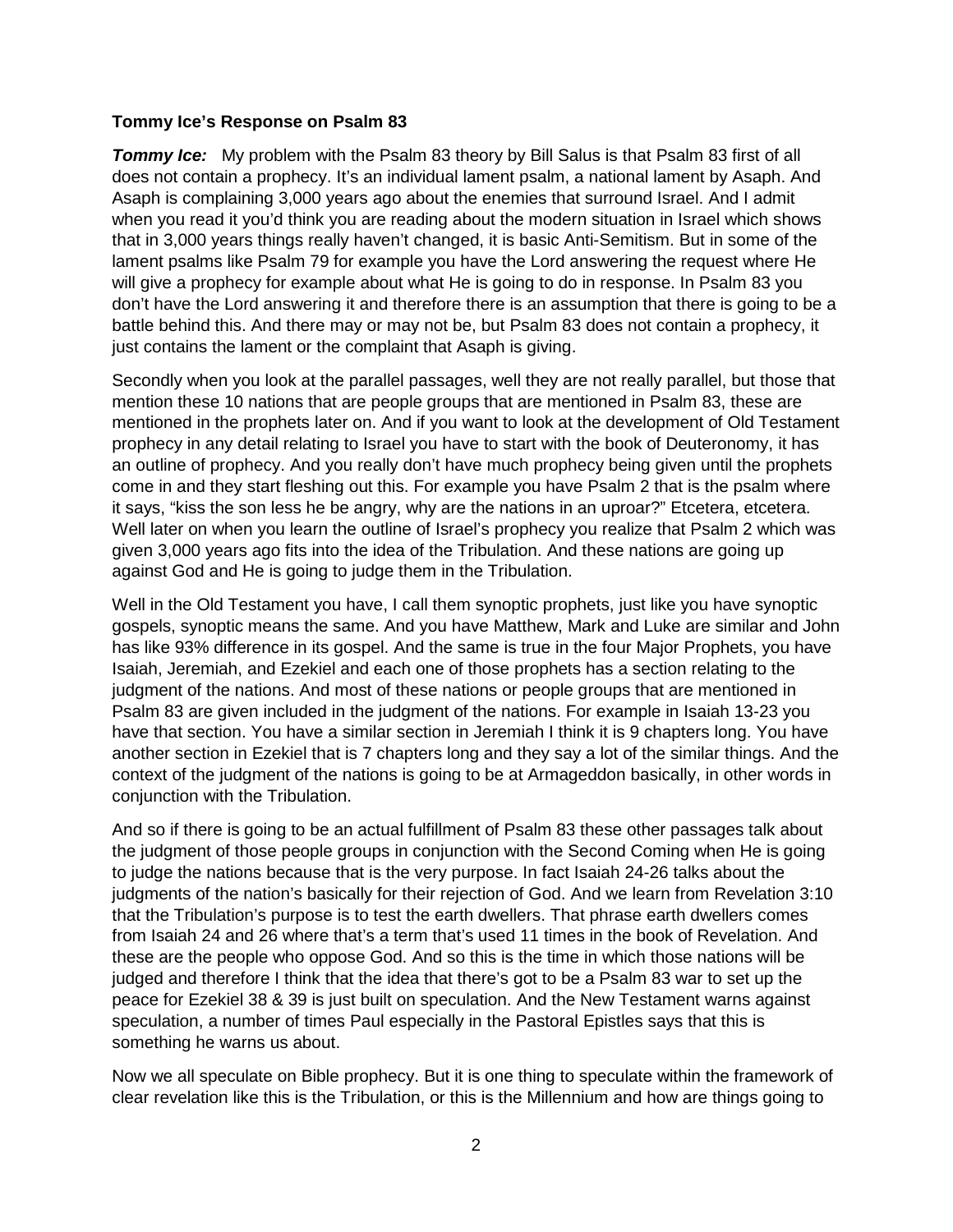**Tommy Ice's Response on Psalm 83**

***Tommy Ice:*** My problem with the Psalm 83 theory by Bill Salus is that Psalm 83 first of all does not contain a prophecy. It's an individual lament psalm, a national lament by Asaph. And Asaph is complaining 3,000 years ago about the enemies that surround Israel. And I admit when you read it you'd think you are reading about the modern situation in Israel which shows that in 3,000 years things really haven't changed, it is basic Anti-Semitism. But in some of the lament psalms like Psalm 79 for example you have the Lord answering the request where He will give a prophecy for example about what He is going to do in response. In Psalm 83 you don't have the Lord answering it and therefore there is an assumption that there is going to be a battle behind this. And there may or may not be, but Psalm 83 does not contain a prophecy, it just contains the lament or the complaint that Asaph is giving.

Secondly when you look at the parallel passages, well they are not really parallel, but those that mention these 10 nations that are people groups that are mentioned in Psalm 83, these are mentioned in the prophets later on. And if you want to look at the development of Old Testament prophecy in any detail relating to Israel you have to start with the book of Deuteronomy, it has an outline of prophecy. And you really don't have much prophecy being given until the prophets come in and they start fleshing out this. For example you have Psalm 2 that is the psalm where it says, "kiss the son less he be angry, why are the nations in an uproar?" Etcetera, etcetera. Well later on when you learn the outline of Israel's prophecy you realize that Psalm 2 which was given 3,000 years ago fits into the idea of the Tribulation. And these nations are going up against God and He is going to judge them in the Tribulation.

Well in the Old Testament you have, I call them synoptic prophets, just like you have synoptic gospels, synoptic means the same. And you have Matthew, Mark and Luke are similar and John has like 93% difference in its gospel. And the same is true in the four Major Prophets, you have Isaiah, Jeremiah, and Ezekiel and each one of those prophets has a section relating to the judgment of the nations. And most of these nations or people groups that are mentioned in Psalm 83 are given included in the judgment of the nations. For example in Isaiah 13-23 you have that section. You have a similar section in Jeremiah I think it is 9 chapters long. You have another section in Ezekiel that is 7 chapters long and they say a lot of the similar things. And the context of the judgment of the nations is going to be at Armageddon basically, in other words in conjunction with the Tribulation.

And so if there is going to be an actual fulfillment of Psalm 83 these other passages talk about the judgment of those people groups in conjunction with the Second Coming when He is going to judge the nations because that is the very purpose. In fact Isaiah 24-26 talks about the judgments of the nation's basically for their rejection of God. And we learn from Revelation 3:10 that the Tribulation's purpose is to test the earth dwellers. That phrase earth dwellers comes from Isaiah 24 and 26 where that's a term that's used 11 times in the book of Revelation. And these are the people who oppose God. And so this is the time in which those nations will be judged and therefore I think that the idea that there's got to be a Psalm 83 war to set up the peace for Ezekiel 38 & 39 is just built on speculation. And the New Testament warns against speculation, a number of times Paul especially in the Pastoral Epistles says that this is something he warns us about.

Now we all speculate on Bible prophecy. But it is one thing to speculate within the framework of clear revelation like this is the Tribulation, or this is the Millennium and how are things going to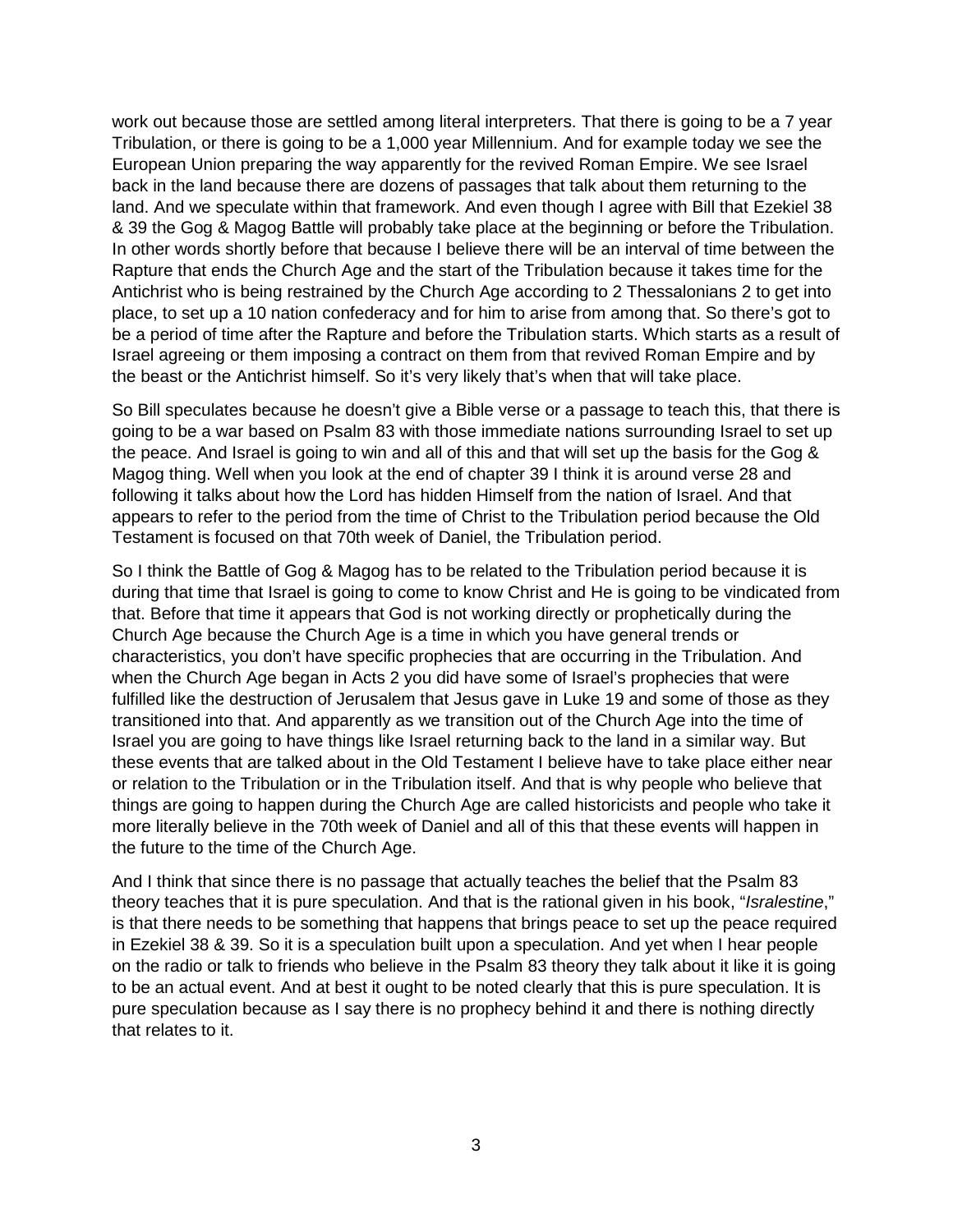work out because those are settled among literal interpreters. That there is going to be a 7 year Tribulation, or there is going to be a 1,000 year Millennium. And for example today we see the European Union preparing the way apparently for the revived Roman Empire. We see Israel back in the land because there are dozens of passages that talk about them returning to the land. And we speculate within that framework. And even though I agree with Bill that Ezekiel 38 & 39 the Gog & Magog Battle will probably take place at the beginning or before the Tribulation. In other words shortly before that because I believe there will be an interval of time between the Rapture that ends the Church Age and the start of the Tribulation because it takes time for the Antichrist who is being restrained by the Church Age according to 2 Thessalonians 2 to get into place, to set up a 10 nation confederacy and for him to arise from among that. So there's got to be a period of time after the Rapture and before the Tribulation starts. Which starts as a result of Israel agreeing or them imposing a contract on them from that revived Roman Empire and by the beast or the Antichrist himself. So it's very likely that's when that will take place.

So Bill speculates because he doesn't give a Bible verse or a passage to teach this, that there is going to be a war based on Psalm 83 with those immediate nations surrounding Israel to set up the peace. And Israel is going to win and all of this and that will set up the basis for the Gog & Magog thing. Well when you look at the end of chapter 39 I think it is around verse 28 and following it talks about how the Lord has hidden Himself from the nation of Israel. And that appears to refer to the period from the time of Christ to the Tribulation period because the Old Testament is focused on that 70th week of Daniel, the Tribulation period.

So I think the Battle of Gog & Magog has to be related to the Tribulation period because it is during that time that Israel is going to come to know Christ and He is going to be vindicated from that. Before that time it appears that God is not working directly or prophetically during the Church Age because the Church Age is a time in which you have general trends or characteristics, you don't have specific prophecies that are occurring in the Tribulation. And when the Church Age began in Acts 2 you did have some of Israel's prophecies that were fulfilled like the destruction of Jerusalem that Jesus gave in Luke 19 and some of those as they transitioned into that. And apparently as we transition out of the Church Age into the time of Israel you are going to have things like Israel returning back to the land in a similar way. But these events that are talked about in the Old Testament I believe have to take place either near or relation to the Tribulation or in the Tribulation itself. And that is why people who believe that things are going to happen during the Church Age are called historicists and people who take it more literally believe in the 70th week of Daniel and all of this that these events will happen in the future to the time of the Church Age.

And I think that since there is no passage that actually teaches the belief that the Psalm 83 theory teaches that it is pure speculation. And that is the rational given in his book, "*Isralestine*," is that there needs to be something that happens that brings peace to set up the peace required in Ezekiel 38 & 39. So it is a speculation built upon a speculation. And yet when I hear people on the radio or talk to friends who believe in the Psalm 83 theory they talk about it like it is going to be an actual event. And at best it ought to be noted clearly that this is pure speculation. It is pure speculation because as I say there is no prophecy behind it and there is nothing directly that relates to it.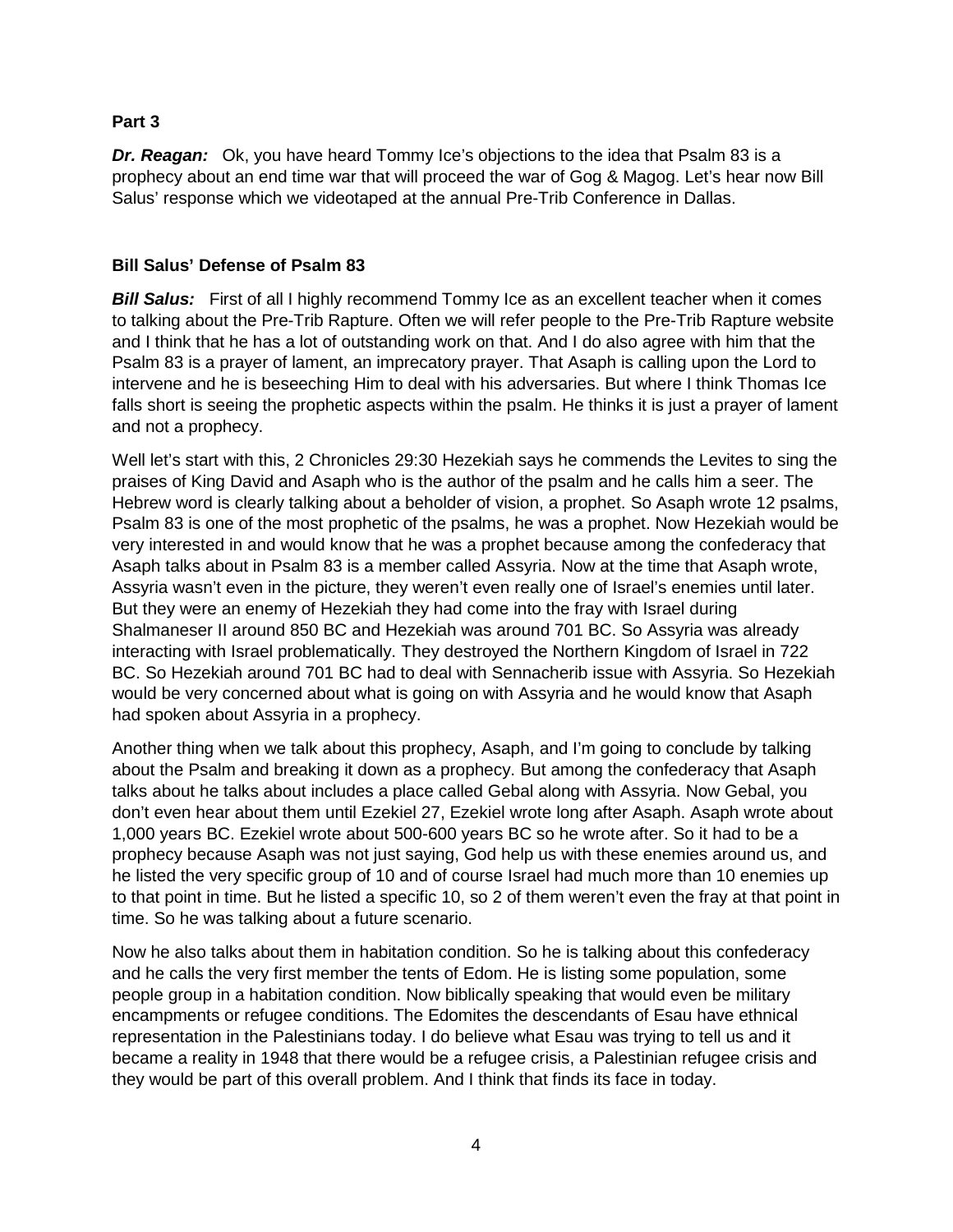**Part 3**

***Dr. Reagan:*** Ok, you have heard Tommy Ice's objections to the idea that Psalm 83 is a prophecy about an end time war that will proceed the war of Gog & Magog. Let's hear now Bill Salus' response which we videotaped at the annual Pre-Trib Conference in Dallas.

**Bill Salus' Defense of Psalm 83**

***Bill Salus:*** First of all I highly recommend Tommy Ice as an excellent teacher when it comes to talking about the Pre-Trib Rapture. Often we will refer people to the Pre-Trib Rapture website and I think that he has a lot of outstanding work on that. And I do also agree with him that the Psalm 83 is a prayer of lament, an imprecatory prayer. That Asaph is calling upon the Lord to intervene and he is beseeching Him to deal with his adversaries. But where I think Thomas Ice falls short is seeing the prophetic aspects within the psalm. He thinks it is just a prayer of lament and not a prophecy.

Well let's start with this, 2 Chronicles 29:30 Hezekiah says he commends the Levites to sing the praises of King David and Asaph who is the author of the psalm and he calls him a seer. The Hebrew word is clearly talking about a beholder of vision, a prophet. So Asaph wrote 12 psalms, Psalm 83 is one of the most prophetic of the psalms, he was a prophet. Now Hezekiah would be very interested in and would know that he was a prophet because among the confederacy that Asaph talks about in Psalm 83 is a member called Assyria. Now at the time that Asaph wrote, Assyria wasn't even in the picture, they weren't even really one of Israel's enemies until later. But they were an enemy of Hezekiah they had come into the fray with Israel during Shalmaneser II around 850 BC and Hezekiah was around 701 BC. So Assyria was already interacting with Israel problematically. They destroyed the Northern Kingdom of Israel in 722 BC. So Hezekiah around 701 BC had to deal with Sennacherib issue with Assyria. So Hezekiah would be very concerned about what is going on with Assyria and he would know that Asaph had spoken about Assyria in a prophecy.

Another thing when we talk about this prophecy, Asaph, and I'm going to conclude by talking about the Psalm and breaking it down as a prophecy. But among the confederacy that Asaph talks about he talks about includes a place called Gebal along with Assyria. Now Gebal, you don't even hear about them until Ezekiel 27, Ezekiel wrote long after Asaph. Asaph wrote about 1,000 years BC. Ezekiel wrote about 500-600 years BC so he wrote after. So it had to be a prophecy because Asaph was not just saying, God help us with these enemies around us, and he listed the very specific group of 10 and of course Israel had much more than 10 enemies up to that point in time. But he listed a specific 10, so 2 of them weren't even the fray at that point in time. So he was talking about a future scenario.

Now he also talks about them in habitation condition. So he is talking about this confederacy and he calls the very first member the tents of Edom. He is listing some population, some people group in a habitation condition. Now biblically speaking that would even be military encampments or refugee conditions. The Edomites the descendants of Esau have ethnical representation in the Palestinians today. I do believe what Esau was trying to tell us and it became a reality in 1948 that there would be a refugee crisis, a Palestinian refugee crisis and they would be part of this overall problem. And I think that finds its face in today.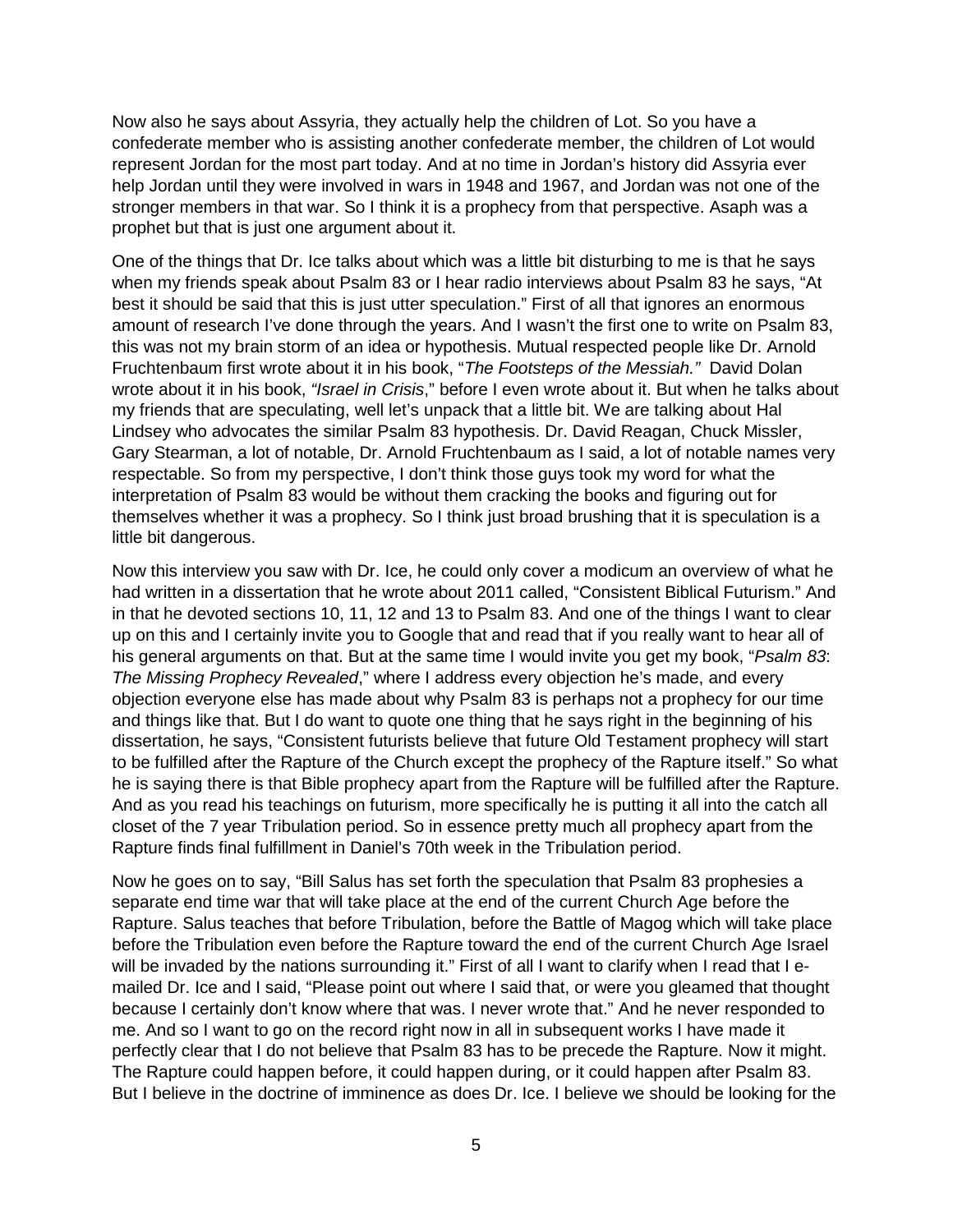Now also he says about Assyria, they actually help the children of Lot. So you have a confederate member who is assisting another confederate member, the children of Lot would represent Jordan for the most part today. And at no time in Jordan's history did Assyria ever help Jordan until they were involved in wars in 1948 and 1967, and Jordan was not one of the stronger members in that war. So I think it is a prophecy from that perspective. Asaph was a prophet but that is just one argument about it.

One of the things that Dr. Ice talks about which was a little bit disturbing to me is that he says when my friends speak about Psalm 83 or I hear radio interviews about Psalm 83 he says, "At best it should be said that this is just utter speculation." First of all that ignores an enormous amount of research I've done through the years. And I wasn't the first one to write on Psalm 83, this was not my brain storm of an idea or hypothesis. Mutual respected people like Dr. Arnold Fruchtenbaum first wrote about it in his book, "*The Footsteps of the Messiah."* David Dolan wrote about it in his book, *"Israel in Crisis*," before I even wrote about it. But when he talks about my friends that are speculating, well let's unpack that a little bit. We are talking about Hal Lindsey who advocates the similar Psalm 83 hypothesis. Dr. David Reagan, Chuck Missler, Gary Stearman, a lot of notable, Dr. Arnold Fruchtenbaum as I said, a lot of notable names very respectable. So from my perspective, I don't think those guys took my word for what the interpretation of Psalm 83 would be without them cracking the books and figuring out for themselves whether it was a prophecy. So I think just broad brushing that it is speculation is a little bit dangerous.

Now this interview you saw with Dr. Ice, he could only cover a modicum an overview of what he had written in a dissertation that he wrote about 2011 called, "Consistent Biblical Futurism." And in that he devoted sections 10, 11, 12 and 13 to Psalm 83. And one of the things I want to clear up on this and I certainly invite you to Google that and read that if you really want to hear all of his general arguments on that. But at the same time I would invite you get my book, "*Psalm 83*: *The Missing Prophecy Revealed*," where I address every objection he's made, and every objection everyone else has made about why Psalm 83 is perhaps not a prophecy for our time and things like that. But I do want to quote one thing that he says right in the beginning of his dissertation, he says, "Consistent futurists believe that future Old Testament prophecy will start to be fulfilled after the Rapture of the Church except the prophecy of the Rapture itself." So what he is saying there is that Bible prophecy apart from the Rapture will be fulfilled after the Rapture. And as you read his teachings on futurism, more specifically he is putting it all into the catch all closet of the 7 year Tribulation period. So in essence pretty much all prophecy apart from the Rapture finds final fulfillment in Daniel's 70th week in the Tribulation period.

Now he goes on to say, "Bill Salus has set forth the speculation that Psalm 83 prophesies a separate end time war that will take place at the end of the current Church Age before the Rapture. Salus teaches that before Tribulation, before the Battle of Magog which will take place before the Tribulation even before the Rapture toward the end of the current Church Age Israel will be invaded by the nations surrounding it." First of all I want to clarify when I read that I e-mailed Dr. Ice and I said, "Please point out where I said that, or were you gleamed that thought because I certainly don't know where that was. I never wrote that." And he never responded to me. And so I want to go on the record right now in all in subsequent works I have made it perfectly clear that I do not believe that Psalm 83 has to be precede the Rapture. Now it might. The Rapture could happen before, it could happen during, or it could happen after Psalm 83. But I believe in the doctrine of imminence as does Dr. Ice. I believe we should be looking for the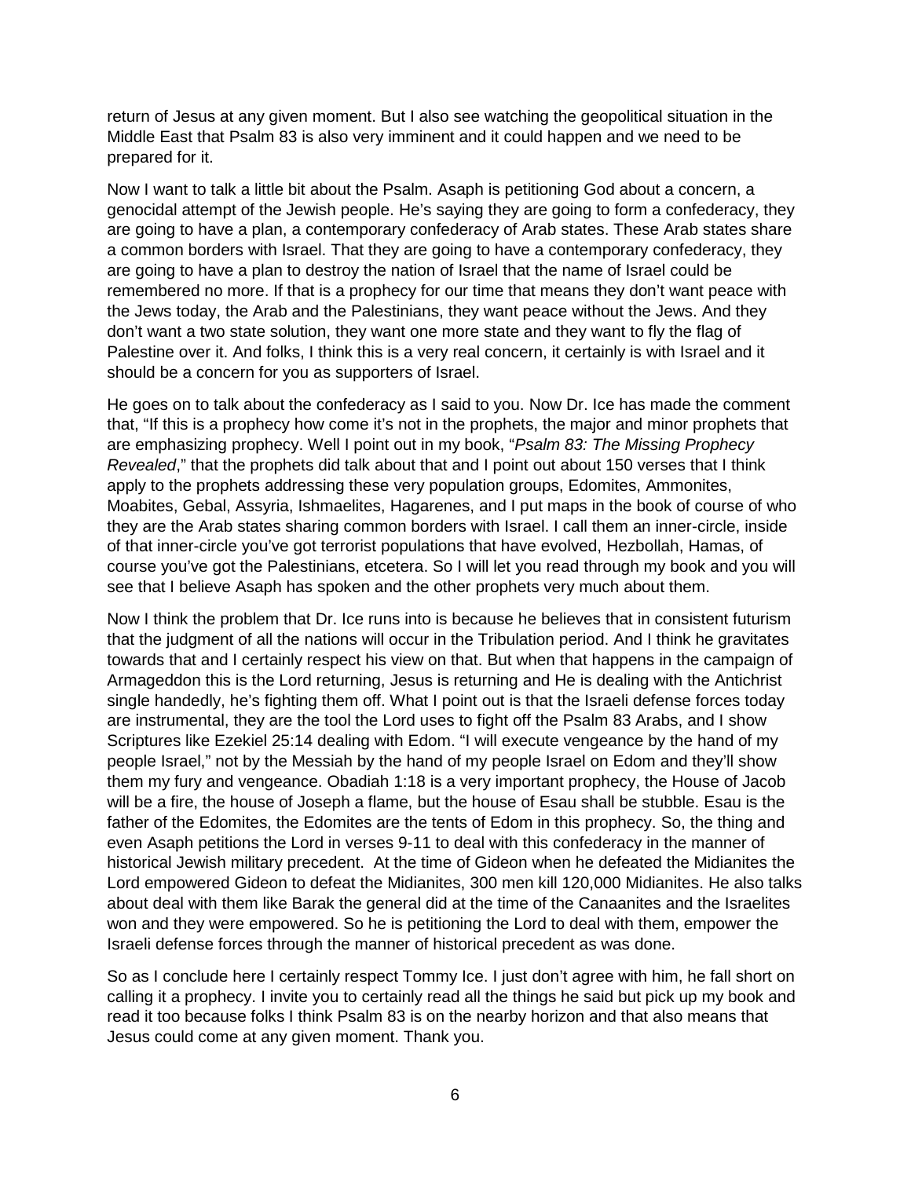return of Jesus at any given moment. But I also see watching the geopolitical situation in the Middle East that Psalm 83 is also very imminent and it could happen and we need to be prepared for it.

Now I want to talk a little bit about the Psalm. Asaph is petitioning God about a concern, a genocidal attempt of the Jewish people. He's saying they are going to form a confederacy, they are going to have a plan, a contemporary confederacy of Arab states. These Arab states share a common borders with Israel. That they are going to have a contemporary confederacy, they are going to have a plan to destroy the nation of Israel that the name of Israel could be remembered no more. If that is a prophecy for our time that means they don't want peace with the Jews today, the Arab and the Palestinians, they want peace without the Jews. And they don't want a two state solution, they want one more state and they want to fly the flag of Palestine over it. And folks, I think this is a very real concern, it certainly is with Israel and it should be a concern for you as supporters of Israel.

He goes on to talk about the confederacy as I said to you. Now Dr. Ice has made the comment that, "If this is a prophecy how come it's not in the prophets, the major and minor prophets that are emphasizing prophecy. Well I point out in my book, "*Psalm 83: The Missing Prophecy Revealed*," that the prophets did talk about that and I point out about 150 verses that I think apply to the prophets addressing these very population groups, Edomites, Ammonites, Moabites, Gebal, Assyria, Ishmaelites, Hagarenes, and I put maps in the book of course of who they are the Arab states sharing common borders with Israel. I call them an inner-circle, inside of that inner-circle you've got terrorist populations that have evolved, Hezbollah, Hamas, of course you've got the Palestinians, etcetera. So I will let you read through my book and you will see that I believe Asaph has spoken and the other prophets very much about them.

Now I think the problem that Dr. Ice runs into is because he believes that in consistent futurism that the judgment of all the nations will occur in the Tribulation period. And I think he gravitates towards that and I certainly respect his view on that. But when that happens in the campaign of Armageddon this is the Lord returning, Jesus is returning and He is dealing with the Antichrist single handedly, he's fighting them off. What I point out is that the Israeli defense forces today are instrumental, they are the tool the Lord uses to fight off the Psalm 83 Arabs, and I show Scriptures like Ezekiel 25:14 dealing with Edom. "I will execute vengeance by the hand of my people Israel," not by the Messiah by the hand of my people Israel on Edom and they'll show them my fury and vengeance. Obadiah 1:18 is a very important prophecy, the House of Jacob will be a fire, the house of Joseph a flame, but the house of Esau shall be stubble. Esau is the father of the Edomites, the Edomites are the tents of Edom in this prophecy. So, the thing and even Asaph petitions the Lord in verses 9-11 to deal with this confederacy in the manner of historical Jewish military precedent. At the time of Gideon when he defeated the Midianites the Lord empowered Gideon to defeat the Midianites, 300 men kill 120,000 Midianites. He also talks about deal with them like Barak the general did at the time of the Canaanites and the Israelites won and they were empowered. So he is petitioning the Lord to deal with them, empower the Israeli defense forces through the manner of historical precedent as was done.

So as I conclude here I certainly respect Tommy Ice. I just don't agree with him, he fall short on calling it a prophecy. I invite you to certainly read all the things he said but pick up my book and read it too because folks I think Psalm 83 is on the nearby horizon and that also means that Jesus could come at any given moment. Thank you.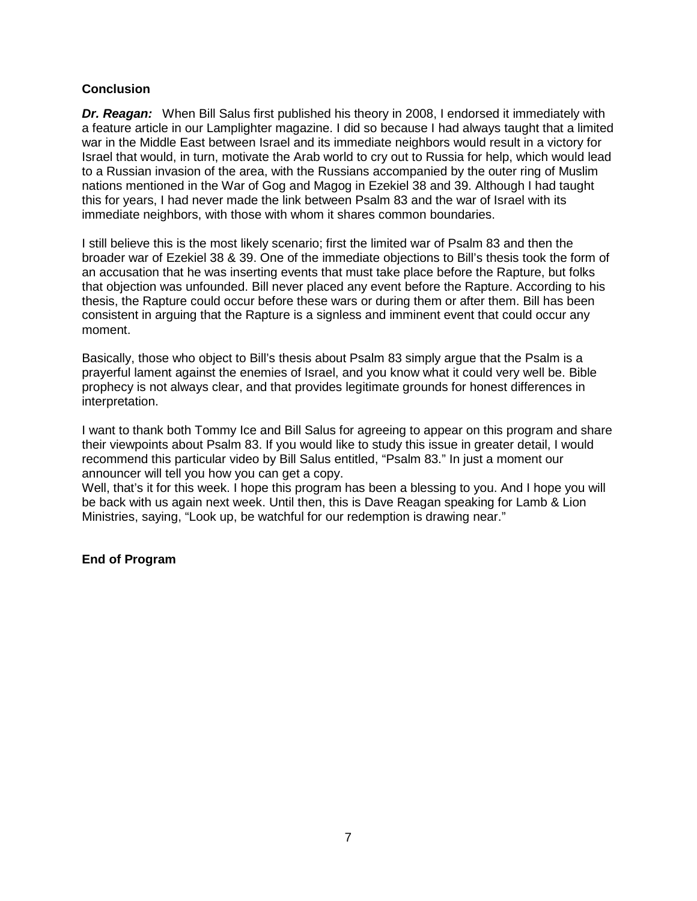**Conclusion**

***Dr. Reagan:*** When Bill Salus first published his theory in 2008, I endorsed it immediately with a feature article in our Lamplighter magazine. I did so because I had always taught that a limited war in the Middle East between Israel and its immediate neighbors would result in a victory for Israel that would, in turn, motivate the Arab world to cry out to Russia for help, which would lead to a Russian invasion of the area, with the Russians accompanied by the outer ring of Muslim nations mentioned in the War of Gog and Magog in Ezekiel 38 and 39. Although I had taught this for years, I had never made the link between Psalm 83 and the war of Israel with its immediate neighbors, with those with whom it shares common boundaries.

I still believe this is the most likely scenario; first the limited war of Psalm 83 and then the broader war of Ezekiel 38 & 39. One of the immediate objections to Bill's thesis took the form of an accusation that he was inserting events that must take place before the Rapture, but folks that objection was unfounded. Bill never placed any event before the Rapture. According to his thesis, the Rapture could occur before these wars or during them or after them. Bill has been consistent in arguing that the Rapture is a signless and imminent event that could occur any moment.

Basically, those who object to Bill's thesis about Psalm 83 simply argue that the Psalm is a prayerful lament against the enemies of Israel, and you know what it could very well be. Bible prophecy is not always clear, and that provides legitimate grounds for honest differences in interpretation.

I want to thank both Tommy Ice and Bill Salus for agreeing to appear on this program and share their viewpoints about Psalm 83. If you would like to study this issue in greater detail, I would recommend this particular video by Bill Salus entitled, "Psalm 83." In just a moment our announcer will tell you how you can get a copy.
Well, that's it for this week. I hope this program has been a blessing to you. And I hope you will be back with us again next week. Until then, this is Dave Reagan speaking for Lamb & Lion Ministries, saying, "Look up, be watchful for our redemption is drawing near."

**End of Program**